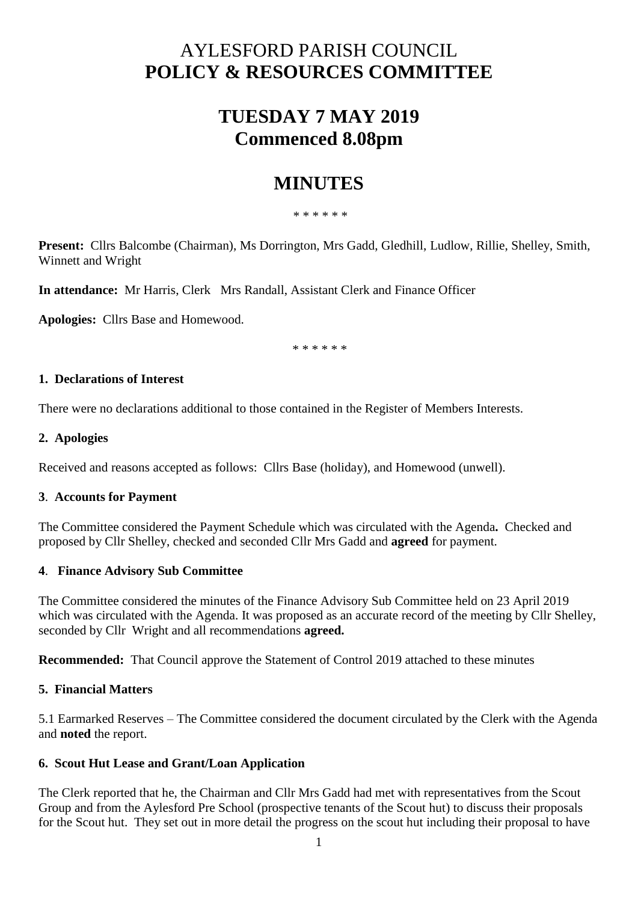# AYLESFORD PARISH COUNCIL
# POLICY & RESOURCES COMMITTEE

## TUESDAY 7 MAY 2019
## Commenced 8.08pm

## MINUTES

\* \* \* \* \* \*

**Present:** Cllrs Balcombe (Chairman), Ms Dorrington, Mrs Gadd, Gledhill, Ludlow, Rillie, Shelley, Smith, Winnett and Wright

**In attendance:** Mr Harris, Clerk   Mrs Randall, Assistant Clerk and Finance Officer

**Apologies:** Cllrs Base and Homewood.

\* \* \* \* \* \*

### 1. Declarations of Interest

There were no declarations additional to those contained in the Register of Members Interests.

### 2. Apologies

Received and reasons accepted as follows: Cllrs Base (holiday), and Homewood (unwell).

### 3. Accounts for Payment

The Committee considered the Payment Schedule which was circulated with the Agenda**.** Checked and proposed by Cllr Shelley, checked and seconded Cllr Mrs Gadd and **agreed** for payment.

### 4. Finance Advisory Sub Committee

The Committee considered the minutes of the Finance Advisory Sub Committee held on 23 April 2019 which was circulated with the Agenda. It was proposed as an accurate record of the meeting by Cllr Shelley, seconded by Cllr Wright and all recommendations **agreed.**

**Recommended:** That Council approve the Statement of Control 2019 attached to these minutes

### 5. Financial Matters

5.1 Earmarked Reserves – The Committee considered the document circulated by the Clerk with the Agenda and **noted** the report.

### 6. Scout Hut Lease and Grant/Loan Application

The Clerk reported that he, the Chairman and Cllr Mrs Gadd had met with representatives from the Scout Group and from the Aylesford Pre School (prospective tenants of the Scout hut) to discuss their proposals for the Scout hut. They set out in more detail the progress on the scout hut including their proposal to have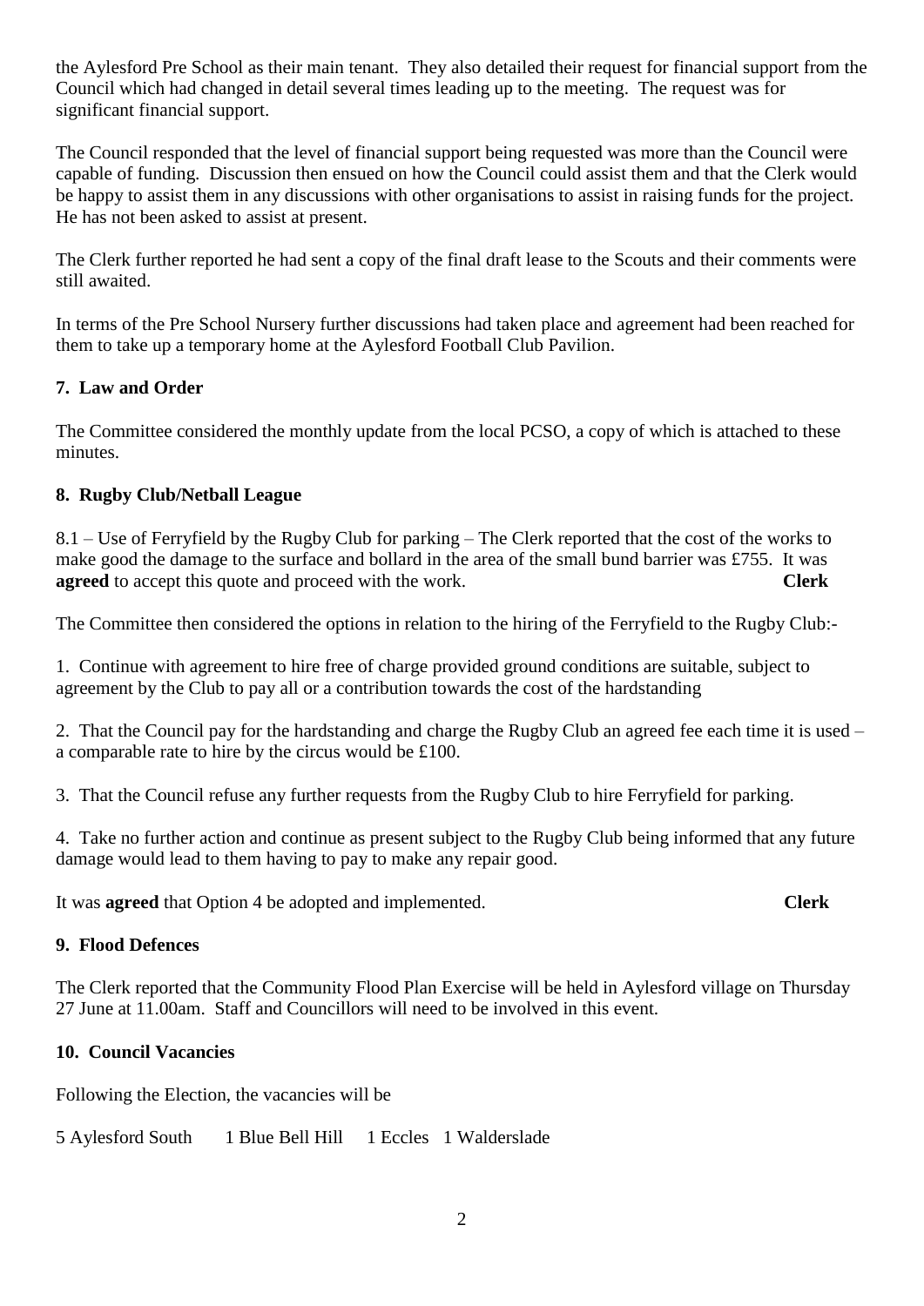the Aylesford Pre School as their main tenant. They also detailed their request for financial support from the Council which had changed in detail several times leading up to the meeting. The request was for significant financial support.

The Council responded that the level of financial support being requested was more than the Council were capable of funding. Discussion then ensued on how the Council could assist them and that the Clerk would be happy to assist them in any discussions with other organisations to assist in raising funds for the project. He has not been asked to assist at present.

The Clerk further reported he had sent a copy of the final draft lease to the Scouts and their comments were still awaited.

In terms of the Pre School Nursery further discussions had taken place and agreement had been reached for them to take up a temporary home at the Aylesford Football Club Pavilion.

**7. Law and Order**

The Committee considered the monthly update from the local PCSO, a copy of which is attached to these minutes.

**8. Rugby Club/Netball League**

8.1 – Use of Ferryfield by the Rugby Club for parking – The Clerk reported that the cost of the works to make good the damage to the surface and bollard in the area of the small bund barrier was £755. It was **agreed** to accept this quote and proceed with the work. **Clerk**

The Committee then considered the options in relation to the hiring of the Ferryfield to the Rugby Club:-

1. Continue with agreement to hire free of charge provided ground conditions are suitable, subject to agreement by the Club to pay all or a contribution towards the cost of the hardstanding

2. That the Council pay for the hardstanding and charge the Rugby Club an agreed fee each time it is used – a comparable rate to hire by the circus would be £100.

3. That the Council refuse any further requests from the Rugby Club to hire Ferryfield for parking.

4. Take no further action and continue as present subject to the Rugby Club being informed that any future damage would lead to them having to pay to make any repair good.

It was **agreed** that Option 4 be adopted and implemented. **Clerk**

**9. Flood Defences**

The Clerk reported that the Community Flood Plan Exercise will be held in Aylesford village on Thursday 27 June at 11.00am. Staff and Councillors will need to be involved in this event.

**10. Council Vacancies**

Following the Election, the vacancies will be

5 Aylesford South 1 Blue Bell Hill 1 Eccles 1 Walderslade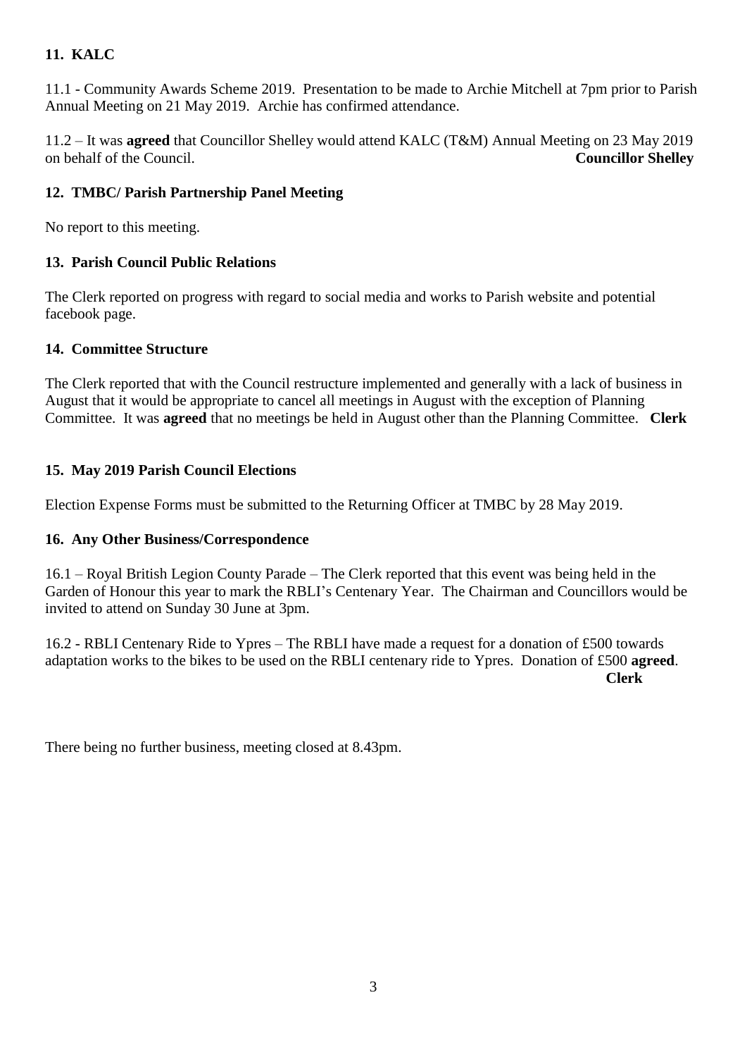**11. KALC**

11.1 - Community Awards Scheme 2019. Presentation to be made to Archie Mitchell at 7pm prior to Parish Annual Meeting on 21 May 2019. Archie has confirmed attendance.

11.2 – It was **agreed** that Councillor Shelley would attend KALC (T&M) Annual Meeting on 23 May 2019 on behalf of the Council. **Councillor Shelley**

**12. TMBC/ Parish Partnership Panel Meeting**

No report to this meeting.

**13. Parish Council Public Relations**

The Clerk reported on progress with regard to social media and works to Parish website and potential facebook page.

**14. Committee Structure**

The Clerk reported that with the Council restructure implemented and generally with a lack of business in August that it would be appropriate to cancel all meetings in August with the exception of Planning Committee. It was **agreed** that no meetings be held in August other than the Planning Committee. **Clerk**

**15. May 2019 Parish Council Elections**

Election Expense Forms must be submitted to the Returning Officer at TMBC by 28 May 2019.

**16. Any Other Business/Correspondence**

16.1 – Royal British Legion County Parade – The Clerk reported that this event was being held in the Garden of Honour this year to mark the RBLI's Centenary Year. The Chairman and Councillors would be invited to attend on Sunday 30 June at 3pm.

16.2 - RBLI Centenary Ride to Ypres – The RBLI have made a request for a donation of £500 towards adaptation works to the bikes to be used on the RBLI centenary ride to Ypres. Donation of £500 **agreed**. **Clerk**

There being no further business, meeting closed at 8.43pm.